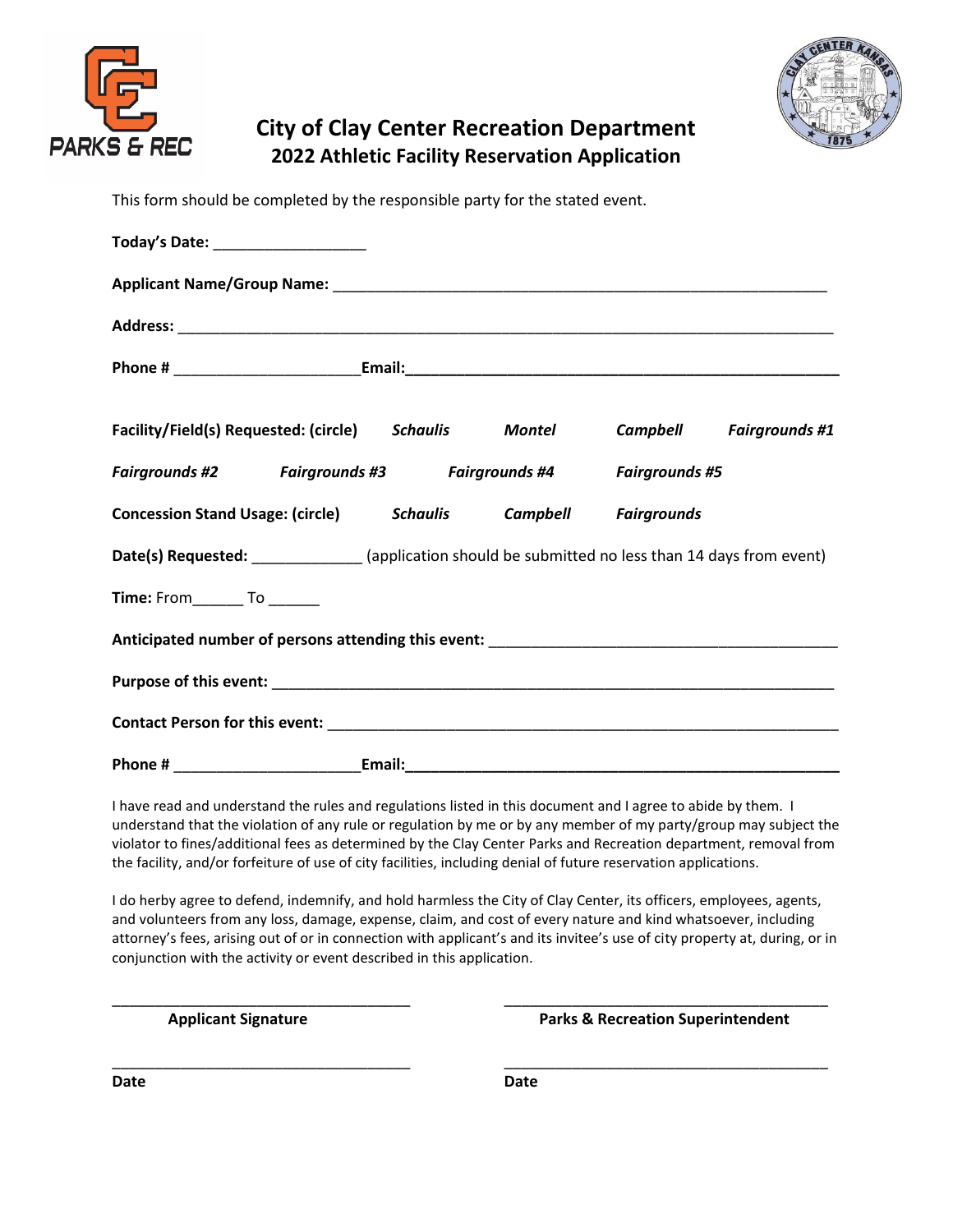# City of Clay Center Recreation Department
## 2022 Athletic Facility Reservation Application

This form should be completed by the responsible party for the stated event.

**Today's Date:** ___________________

**Applicant Name/Group Name:** ______________________________________________________________

**Address:** ___________________________________________________________________________________

**Phone #** ______________________ **Email:** ______________________________________________________

**Facility/Field(s) Requested: (circle)** ***Schaulis*** ***Montel*** ***Campbell*** ***Fairgrounds #1***

***Fairgrounds #2*** ***Fairgrounds #3*** ***Fairgrounds #4*** ***Fairgrounds #5***

**Concession Stand Usage: (circle)** ***Schaulis*** ***Campbell*** ***Fairgrounds***

**Date(s) Requested:** _____________ (application should be submitted no less than 14 days from event)

**Time:** From______ To ______

**Anticipated number of persons attending this event:** ___________________________________________

**Purpose of this event:** ______________________________________________________________________

**Contact Person for this event:** _________________________________________________________________

**Phone #** ______________________ **Email:** ______________________________________________________

I have read and understand the rules and regulations listed in this document and I agree to abide by them. I understand that the violation of any rule or regulation by me or by any member of my party/group may subject the violator to fines/additional fees as determined by the Clay Center Parks and Recreation department, removal from the facility, and/or forfeiture of use of city facilities, including denial of future reservation applications.

I do herby agree to defend, indemnify, and hold harmless the City of Clay Center, its officers, employees, agents, and volunteers from any loss, damage, expense, claim, and cost of every nature and kind whatsoever, including attorney's fees, arising out of or in connection with applicant's and its invitee's use of city property at, during, or in conjunction with the activity or event described in this application.

_____________________________________ &nbsp;&nbsp;&nbsp;&nbsp; _____________________________________

**Applicant Signature** &nbsp;&nbsp;&nbsp;&nbsp; **Parks & Recreation Superintendent**

_____________________________________ &nbsp;&nbsp;&nbsp;&nbsp; _____________________________________

**Date** &nbsp;&nbsp;&nbsp;&nbsp; **Date**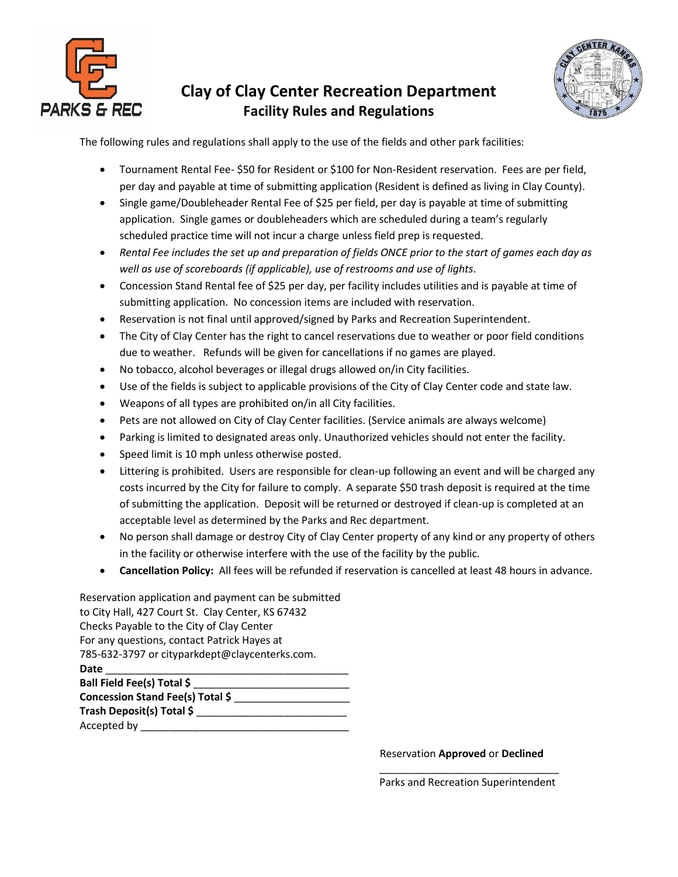# Clay of Clay Center Recreation Department

## Facility Rules and Regulations

The following rules and regulations shall apply to the use of the fields and other park facilities:

- Tournament Rental Fee- $50 for Resident or $100 for Non-Resident reservation. Fees are per field, per day and payable at time of submitting application (Resident is defined as living in Clay County).
- Single game/Doubleheader Rental Fee of $25 per field, per day is payable at time of submitting application. Single games or doubleheaders which are scheduled during a team's regularly scheduled practice time will not incur a charge unless field prep is requested.
- *Rental Fee includes the set up and preparation of fields ONCE prior to the start of games each day as well as use of scoreboards (if applicable), use of restrooms and use of lights*.
- Concession Stand Rental fee of $25 per day, per facility includes utilities and is payable at time of submitting application. No concession items are included with reservation.
- Reservation is not final until approved/signed by Parks and Recreation Superintendent.
- The City of Clay Center has the right to cancel reservations due to weather or poor field conditions due to weather. Refunds will be given for cancellations if no games are played.
- No tobacco, alcohol beverages or illegal drugs allowed on/in City facilities.
- Use of the fields is subject to applicable provisions of the City of Clay Center code and state law.
- Weapons of all types are prohibited on/in all City facilities.
- Pets are not allowed on City of Clay Center facilities. (Service animals are always welcome)
- Parking is limited to designated areas only. Unauthorized vehicles should not enter the facility.
- Speed limit is 10 mph unless otherwise posted.
- Littering is prohibited. Users are responsible for clean-up following an event and will be charged any costs incurred by the City for failure to comply. A separate $50 trash deposit is required at the time of submitting the application. Deposit will be returned or destroyed if clean-up is completed at an acceptable level as determined by the Parks and Rec department.
- No person shall damage or destroy City of Clay Center property of any kind or any property of others in the facility or otherwise interfere with the use of the facility by the public.
- **Cancellation Policy:** All fees will be refunded if reservation is cancelled at least 48 hours in advance.

Reservation application and payment can be submitted to City Hall, 427 Court St. Clay Center, KS 67432
Checks Payable to the City of Clay Center
For any questions, contact Patrick Hayes at 785-632-3797 or cityparkdept@claycenterks.com.

**Date** ________________________________________

**Ball Field Fee(s) Total $** _________________________

**Concession Stand Fee(s) Total $** __________________

**Trash Deposit(s) Total $** ________________________

Accepted by __________________________________

Reservation **Approved** or **Declined**

______________________________

Parks and Recreation Superintendent